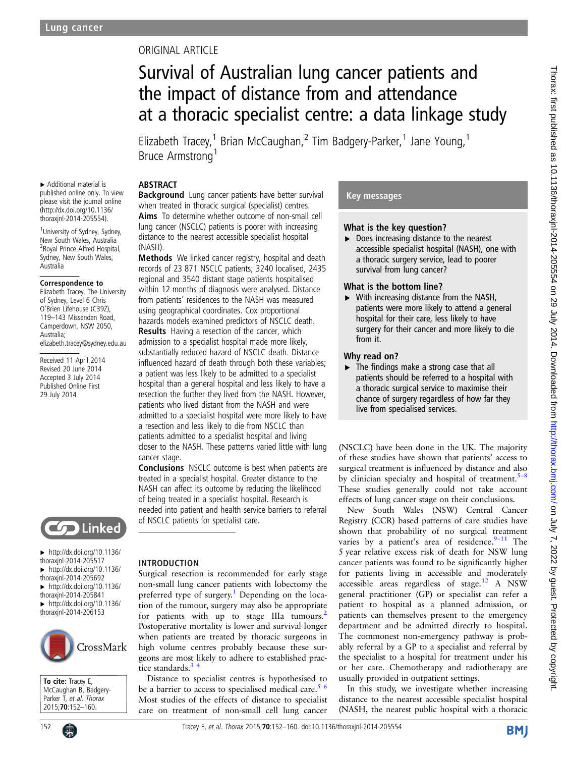ORIGINAL ARTICLE

# Survival of Australian lung cancer patients and the impact of distance from and attendance at a thoracic specialist centre: a data linkage study

Elizabeth Tracey,[1] Brian McCaughan,[2] Tim Badgery-Parker,[1] Jane Young,[1] Bruce Armstrong[1]

▸ Additional material is published online only. To view please visit the journal online (http://dx.doi.org/10.1136/thoraxjnl-2014-205554).

[1]University of Sydney, Sydney, New South Wales, Australia
[2]Royal Prince Alfred Hospital, Sydney, New South Wales, Australia

**Correspondence to**
Elizabeth Tracey, The University of Sydney, Level 6 Chris O'Brien Lifehouse (C39Z), 119–143 Missenden Road, Camperdown, NSW 2050, Australia; elizabeth.tracey@sydney.edu.au

Received 11 April 2014
Revised 20 June 2014
Accepted 3 July 2014
Published Online First 29 July 2014

▸ http://dx.doi.org/10.1136/thoraxjnl-2014-205517
▸ http://dx.doi.org/10.1136/thoraxjnl-2014-205692
▸ http://dx.doi.org/10.1136/thoraxjnl-2014-205841
▸ http://dx.doi.org/10.1136/thoraxjnl-2014-206153

**To cite:** Tracey E, McCaughan B, Badgery-Parker T, *et al*. *Thorax* 2015;**70**:152–160.

## ABSTRACT

**Background** Lung cancer patients have better survival when treated in thoracic surgical (specialist) centres.

**Aims** To determine whether outcome of non-small cell lung cancer (NSCLC) patients is poorer with increasing distance to the nearest accessible specialist hospital (NASH).

**Methods** We linked cancer registry, hospital and death records of 23 871 NSCLC patients; 3240 localised, 2435 regional and 3540 distant stage patients hospitalised within 12 months of diagnosis were analysed. Distance from patients' residences to the NASH was measured using geographical coordinates. Cox proportional hazards models examined predictors of NSCLC death.

**Results** Having a resection of the cancer, which admission to a specialist hospital made more likely, substantially reduced hazard of NSCLC death. Distance influenced hazard of death through both these variables; a patient was less likely to be admitted to a specialist hospital than a general hospital and less likely to have a resection the further they lived from the NASH. However, patients who lived distant from the NASH and were admitted to a specialist hospital were more likely to have a resection and less likely to die from NSCLC than patients admitted to a specialist hospital and living closer to the NASH. These patterns varied little with lung cancer stage.

**Conclusions** NSCLC outcome is best when patients are treated in a specialist hospital. Greater distance to the NASH can affect its outcome by reducing the likelihood of being treated in a specialist hospital. Research is needed into patient and health service barriers to referral of NSCLC patients for specialist care.

## Key messages

### What is the key question?

▸ Does increasing distance to the nearest accessible specialist hospital (NASH), one with a thoracic surgery service, lead to poorer survival from lung cancer?

### What is the bottom line?

▸ With increasing distance from the NASH, patients were more likely to attend a general hospital for their care, less likely to have surgery for their cancer and more likely to die from it.

### Why read on?

▸ The findings make a strong case that all patients should be referred to a hospital with a thoracic surgical service to maximise their chance of surgery regardless of how far they live from specialised services.

## INTRODUCTION

Surgical resection is recommended for early stage non-small lung cancer patients with lobectomy the preferred type of surgery.[1] Depending on the location of the tumour, surgery may also be appropriate for patients with up to stage IIIa tumours.[2] Postoperative mortality is lower and survival longer when patients are treated by thoracic surgeons in high volume centres probably because these surgeons are most likely to adhere to established practice standards.[3,4]

Distance to specialist centres is hypothesised to be a barrier to access to specialised medical care.[5,6] Most studies of the effects of distance to specialist care on treatment of non-small cell lung cancer (NSCLC) have been done in the UK. The majority of these studies have shown that patients' access to surgical treatment is influenced by distance and also by clinician specialty and hospital of treatment.[5–8] These studies generally could not take account effects of lung cancer stage on their conclusions.

New South Wales (NSW) Central Cancer Registry (CCR) based patterns of care studies have shown that probability of no surgical treatment varies by a patient's area of residence.[9–11] The 5 year relative excess risk of death for NSW lung cancer patients was found to be significantly higher for patients living in accessible and moderately accessible areas regardless of stage.[12] A NSW general practitioner (GP) or specialist can refer a patient to hospital as a planned admission, or patients can themselves present to the emergency department and be admitted directly to hospital. The commonest non-emergency pathway is probably referral by a GP to a specialist and referral by the specialist to a hospital for treatment under his or her care. Chemotherapy and radiotherapy are usually provided in outpatient settings.

In this study, we investigate whether increasing distance to the nearest accessible specialist hospital (NASH, the nearest public hospital with a thoracic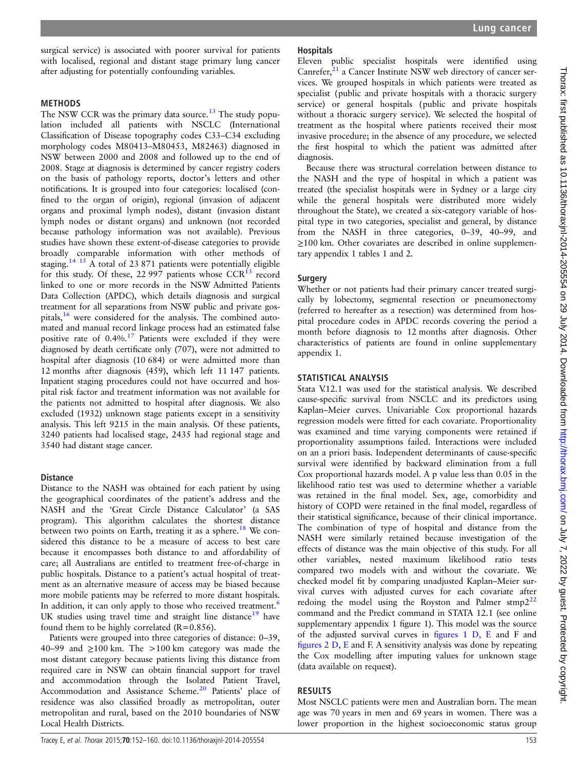surgical service) is associated with poorer survival for patients with localised, regional and distant stage primary lung cancer after adjusting for potentially confounding variables.

## METHODS

The NSW CCR was the primary data source.[13] The study population included all patients with NSCLC (International Classification of Disease topography codes C33–C34 excluding morphology codes M80413–M80453, M82463) diagnosed in NSW between 2000 and 2008 and followed up to the end of 2008. Stage at diagnosis is determined by cancer registry coders on the basis of pathology reports, doctor's letters and other notifications. It is grouped into four categories: localised (confined to the organ of origin), regional (invasion of adjacent organs and proximal lymph nodes), distant (invasion distant lymph nodes or distant organs) and unknown (not recorded because pathology information was not available). Previous studies have shown these extent-of-disease categories to provide broadly comparable information with other methods of staging.[14 15] A total of 23 871 patients were potentially eligible for this study. Of these, 22 997 patients whose CCR[13] record linked to one or more records in the NSW Admitted Patients Data Collection (APDC), which details diagnosis and surgical treatment for all separations from NSW public and private gospitals,[16] were considered for the analysis. The combined automated and manual record linkage process had an estimated false positive rate of 0.4%.[17] Patients were excluded if they were diagnosed by death certificate only (707), were not admitted to hospital after diagnosis (10 684) or were admitted more than 12 months after diagnosis (459), which left 11 147 patients. Inpatient staging procedures could not have occurred and hospital risk factor and treatment information was not available for the patients not admitted to hospital after diagnosis. We also excluded (1932) unknown stage patients except in a sensitivity analysis. This left 9215 in the main analysis. Of these patients, 3240 patients had localised stage, 2435 had regional stage and 3540 had distant stage cancer.

### Distance

Distance to the NASH was obtained for each patient by using the geographical coordinates of the patient's address and the NASH and the 'Great Circle Distance Calculator' (a SAS program). This algorithm calculates the shortest distance between two points on Earth, treating it as a sphere.[18] We considered this distance to be a measure of access to best care because it encompasses both distance to and affordability of care; all Australians are entitled to treatment free-of-charge in public hospitals. Distance to a patient's actual hospital of treatment as an alternative measure of access may be biased because more mobile patients may be referred to more distant hospitals. In addition, it can only apply to those who received treatment.[6] UK studies using travel time and straight line distance[19] have found them to be highly correlated (R=0.856).

Patients were grouped into three categories of distance: 0–39, 40–99 and ≥100 km. The >100 km category was made the most distant category because patients living this distance from required care in NSW can obtain financial support for travel and accommodation through the Isolated Patient Travel, Accommodation and Assistance Scheme.[20] Patients' place of residence was also classified broadly as metropolitan, outer metropolitan and rural, based on the 2010 boundaries of NSW Local Health Districts.

### Hospitals

Eleven public specialist hospitals were identified using Canrefer,[21] a Cancer Institute NSW web directory of cancer services. We grouped hospitals in which patients were treated as specialist (public and private hospitals with a thoracic surgery service) or general hospitals (public and private hospitals without a thoracic surgery service). We selected the hospital of treatment as the hospital where patients received their most invasive procedure; in the absence of any procedure, we selected the first hospital to which the patient was admitted after diagnosis.

Because there was structural correlation between distance to the NASH and the type of hospital in which a patient was treated (the specialist hospitals were in Sydney or a large city while the general hospitals were distributed more widely throughout the State), we created a six-category variable of hospital type in two categories, specialist and general, by distance from the NASH in three categories, 0–39, 40–99, and ≥100 km. Other covariates are described in online supplementary appendix 1 tables 1 and 2.

### Surgery

Whether or not patients had their primary cancer treated surgically by lobectomy, segmental resection or pneumonectomy (referred to hereafter as a resection) was determined from hospital procedure codes in APDC records covering the period a month before diagnosis to 12 months after diagnosis. Other characteristics of patients are found in online supplementary appendix 1.

## STATISTICAL ANALYSIS

Stata V.12.1 was used for the statistical analysis. We described cause-specific survival from NSCLC and its predictors using Kaplan–Meier curves. Univariable Cox proportional hazards regression models were fitted for each covariate. Proportionality was examined and time varying components were retained if proportionality assumptions failed. Interactions were included on an a priori basis. Independent determinants of cause-specific survival were identified by backward elimination from a full Cox proportional hazards model. A p value less than 0.05 in the likelihood ratio test was used to determine whether a variable was retained in the final model. Sex, age, comorbidity and history of COPD were retained in the final model, regardless of their statistical significance, because of their clinical importance. The combination of type of hospital and distance from the NASH were similarly retained because investigation of the effects of distance was the main objective of this study. For all other variables, nested maximum likelihood ratio tests compared two models with and without the covariate. We checked model fit by comparing unadjusted Kaplan–Meier survival curves with adjusted curves for each covariate after redoing the model using the Royston and Palmer stmp2[22] command and the Predict command in STATA 12.1 (see online supplementary appendix 1 figure 1). This model was the source of the adjusted survival curves in figures 1 D, E and F and figures 2 D, E and F. A sensitivity analysis was done by repeating the Cox modelling after imputing values for unknown stage (data available on request).

## RESULTS

Most NSCLC patients were men and Australian born. The mean age was 70 years in men and 69 years in women. There was a lower proportion in the highest socioeconomic status group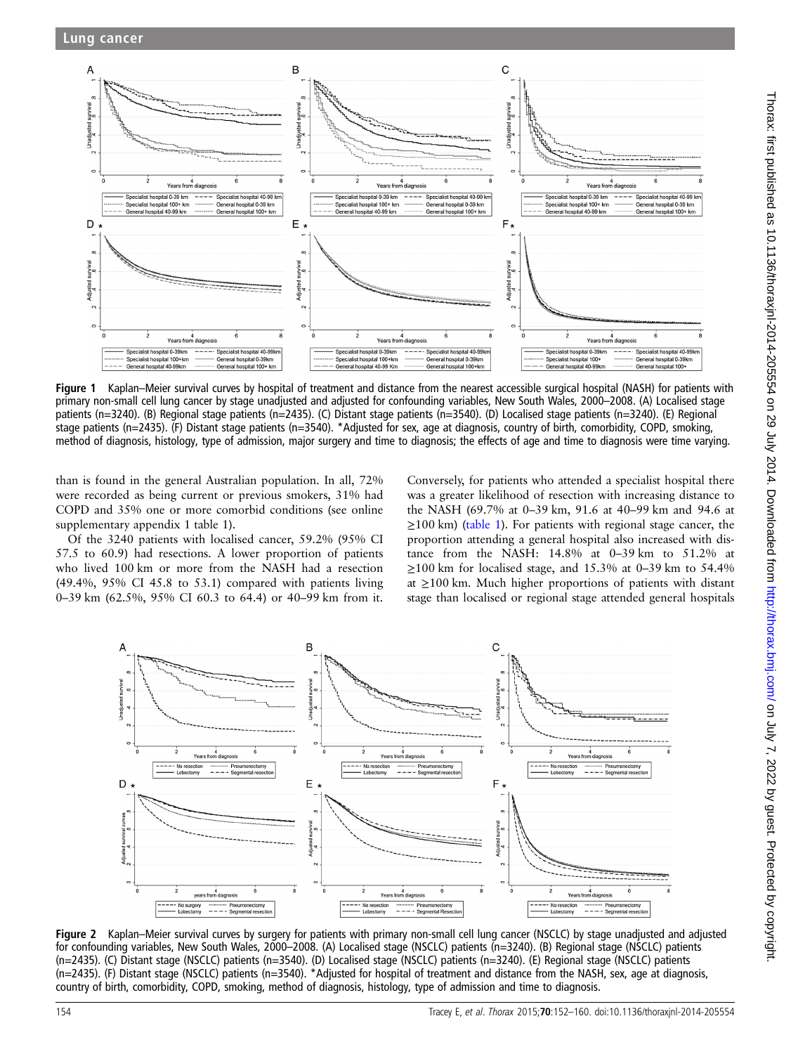Figure 1 Kaplan–Meier survival curves by hospital of treatment and distance from the nearest accessible surgical hospital (NASH) for patients with primary non-small cell lung cancer by stage unadjusted and adjusted for confounding variables, New South Wales, 2000–2008. (A) Localised stage patients (n=3240). (B) Regional stage patients (n=2435). (C) Distant stage patients (n=3540). (D) Localised stage patients (n=3240). (E) Regional stage patients (n=2435). (F) Distant stage patients (n=3540). *Adjusted for sex, age at diagnosis, country of birth, comorbidity, COPD, smoking, method of diagnosis, histology, type of admission, major surgery and time to diagnosis; the effects of age and time to diagnosis were time varying.

than is found in the general Australian population. In all, 72% were recorded as being current or previous smokers, 31% had COPD and 35% one or more comorbid conditions (see online supplementary appendix 1 table 1).

Of the 3240 patients with localised cancer, 59.2% (95% CI 57.5 to 60.9) had resections. A lower proportion of patients who lived 100 km or more from the NASH had a resection (49.4%, 95% CI 45.8 to 53.1) compared with patients living 0–39 km (62.5%, 95% CI 60.3 to 64.4) or 40–99 km from it. Conversely, for patients who attended a specialist hospital there was a greater likelihood of resection with increasing distance to the NASH (69.7% at 0–39 km, 91.6 at 40–99 km and 94.6 at ≥100 km) (table 1). For patients with regional stage cancer, the proportion attending a general hospital also increased with distance from the NASH: 14.8% at 0–39 km to 51.2% at ≥100 km for localised stage, and 15.3% at 0–39 km to 54.4% at ≥100 km. Much higher proportions of patients with distant stage than localised or regional stage attended general hospitals

Figure 2 Kaplan–Meier survival curves by surgery for patients with primary non-small cell lung cancer (NSCLC) by stage unadjusted and adjusted for confounding variables, New South Wales, 2000–2008. (A) Localised stage (NSCLC) patients (n=3240). (B) Regional stage (NSCLC) patients (n=2435). (C) Distant stage (NSCLC) patients (n=3540). (D) Localised stage (NSCLC) patients (n=3240). (E) Regional stage (NSCLC) patients (n=2435). (F) Distant stage (NSCLC) patients (n=3540). *Adjusted for hospital of treatment and distance from the NASH, sex, age at diagnosis, country of birth, comorbidity, COPD, smoking, method of diagnosis, histology, type of admission and time to diagnosis.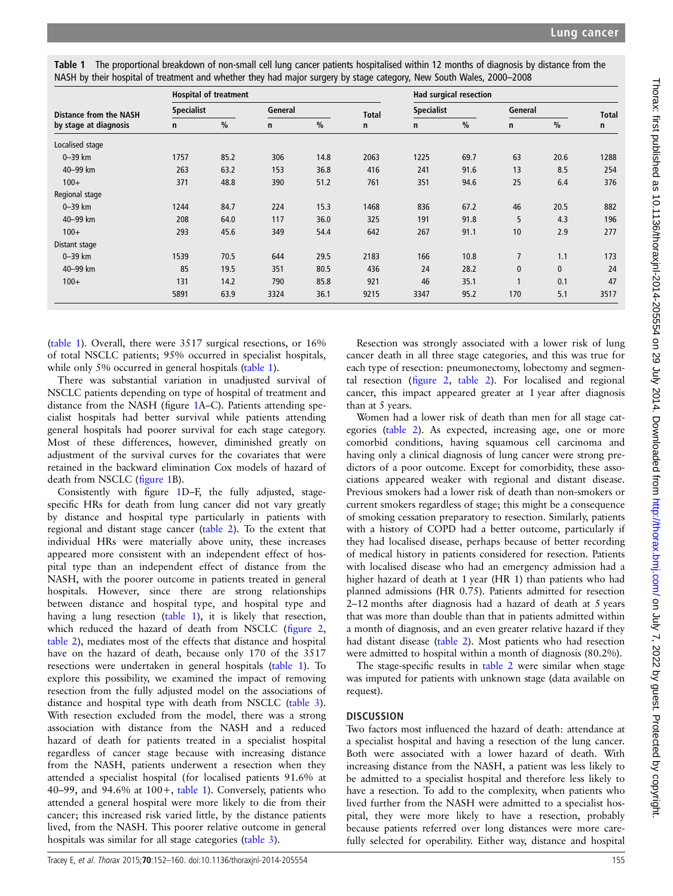**Table 1** The proportional breakdown of non-small cell lung cancer patients hospitalised within 12 months of diagnosis by distance from the NASH by their hospital of treatment and whether they had major surgery by stage category, New South Wales, 2000–2008

| Distance from the NASH by stage at diagnosis | Hospital of treatment | | | | | Had surgical resection | | | | |
|---|---|---|---|---|---|---|---|---|---|---|
| | Specialist | | General | | Total | Specialist | | General | | Total |
| | n | % | n | % | n | n | % | n | % | n |
| Localised stage | | | | | | | | | | |
| 0–39 km | 1757 | 85.2 | 306 | 14.8 | 2063 | 1225 | 69.7 | 63 | 20.6 | 1288 |
| 40–99 km | 263 | 63.2 | 153 | 36.8 | 416 | 241 | 91.6 | 13 | 8.5 | 254 |
| 100+ | 371 | 48.8 | 390 | 51.2 | 761 | 351 | 94.6 | 25 | 6.4 | 376 |
| Regional stage | | | | | | | | | | |
| 0–39 km | 1244 | 84.7 | 224 | 15.3 | 1468 | 836 | 67.2 | 46 | 20.5 | 882 |
| 40–99 km | 208 | 64.0 | 117 | 36.0 | 325 | 191 | 91.8 | 5 | 4.3 | 196 |
| 100+ | 293 | 45.6 | 349 | 54.4 | 642 | 267 | 91.1 | 10 | 2.9 | 277 |
| Distant stage | | | | | | | | | | |
| 0–39 km | 1539 | 70.5 | 644 | 29.5 | 2183 | 166 | 10.8 | 7 | 1.1 | 173 |
| 40–99 km | 85 | 19.5 | 351 | 80.5 | 436 | 24 | 28.2 | 0 | 0 | 24 |
| 100+ | 131 | 14.2 | 790 | 85.8 | 921 | 46 | 35.1 | 1 | 0.1 | 47 |
| | 5891 | 63.9 | 3324 | 36.1 | 9215 | 3347 | 95.2 | 170 | 5.1 | 3517 |

(table 1). Overall, there were 3517 surgical resections, or 16% of total NSCLC patients; 95% occurred in specialist hospitals, while only 5% occurred in general hospitals (table 1).

There was substantial variation in unadjusted survival of NSCLC patients depending on type of hospital of treatment and distance from the NASH (figure 1A–C). Patients attending specialist hospitals had better survival while patients attending general hospitals had poorer survival for each stage category. Most of these differences, however, diminished greatly on adjustment of the survival curves for the covariates that were retained in the backward elimination Cox models of hazard of death from NSCLC (figure 1B).

Consistently with figure 1D–F, the fully adjusted, stage-specific HRs for death from lung cancer did not vary greatly by distance and hospital type particularly in patients with regional and distant stage cancer (table 2). To the extent that individual HRs were materially above unity, these increases appeared more consistent with an independent effect of hospital type than an independent effect of distance from the NASH, with the poorer outcome in patients treated in general hospitals. However, since there are strong relationships between distance and hospital type, and hospital type and having a lung resection (table 1), it is likely that resection, which reduced the hazard of death from NSCLC (figure 2, table 2), mediates most of the effects that distance and hospital have on the hazard of death, because only 170 of the 3517 resections were undertaken in general hospitals (table 1). To explore this possibility, we examined the impact of removing resection from the fully adjusted model on the associations of distance and hospital type with death from NSCLC (table 3). With resection excluded from the model, there was a strong association with distance from the NASH and a reduced hazard of death for patients treated in a specialist hospital regardless of cancer stage because with increasing distance from the NASH, patients underwent a resection when they attended a specialist hospital (for localised patients 91.6% at 40–99, and 94.6% at 100+, table 1). Conversely, patients who attended a general hospital were more likely to die from their cancer; this increased risk varied little, by the distance patients lived, from the NASH. This poorer relative outcome in general hospitals was similar for all stage categories (table 3).

Resection was strongly associated with a lower risk of lung cancer death in all three stage categories, and this was true for each type of resection: pneumonectomy, lobectomy and segmental resection (figure 2, table 2). For localised and regional cancer, this impact appeared greater at 1 year after diagnosis than at 5 years.

Women had a lower risk of death than men for all stage categories (table 2). As expected, increasing age, one or more comorbid conditions, having squamous cell carcinoma and having only a clinical diagnosis of lung cancer were strong predictors of a poor outcome. Except for comorbidity, these associations appeared weaker with regional and distant disease. Previous smokers had a lower risk of death than non-smokers or current smokers regardless of stage; this might be a consequence of smoking cessation preparatory to resection. Similarly, patients with a history of COPD had a better outcome, particularly if they had localised disease, perhaps because of better recording of medical history in patients considered for resection. Patients with localised disease who had an emergency admission had a higher hazard of death at 1 year (HR 1) than patients who had planned admissions (HR 0.75). Patients admitted for resection 2–12 months after diagnosis had a hazard of death at 5 years that was more than double than that in patients admitted within a month of diagnosis, and an even greater relative hazard if they had distant disease (table 2). Most patients who had resection were admitted to hospital within a month of diagnosis (80.2%).

The stage-specific results in table 2 were similar when stage was imputed for patients with unknown stage (data available on request).

## DISCUSSION

Two factors most influenced the hazard of death: attendance at a specialist hospital and having a resection of the lung cancer. Both were associated with a lower hazard of death. With increasing distance from the NASH, a patient was less likely to be admitted to a specialist hospital and therefore less likely to have a resection. To add to the complexity, when patients who lived further from the NASH were admitted to a specialist hospital, they were more likely to have a resection, probably because patients referred over long distances were more carefully selected for operability. Either way, distance and hospital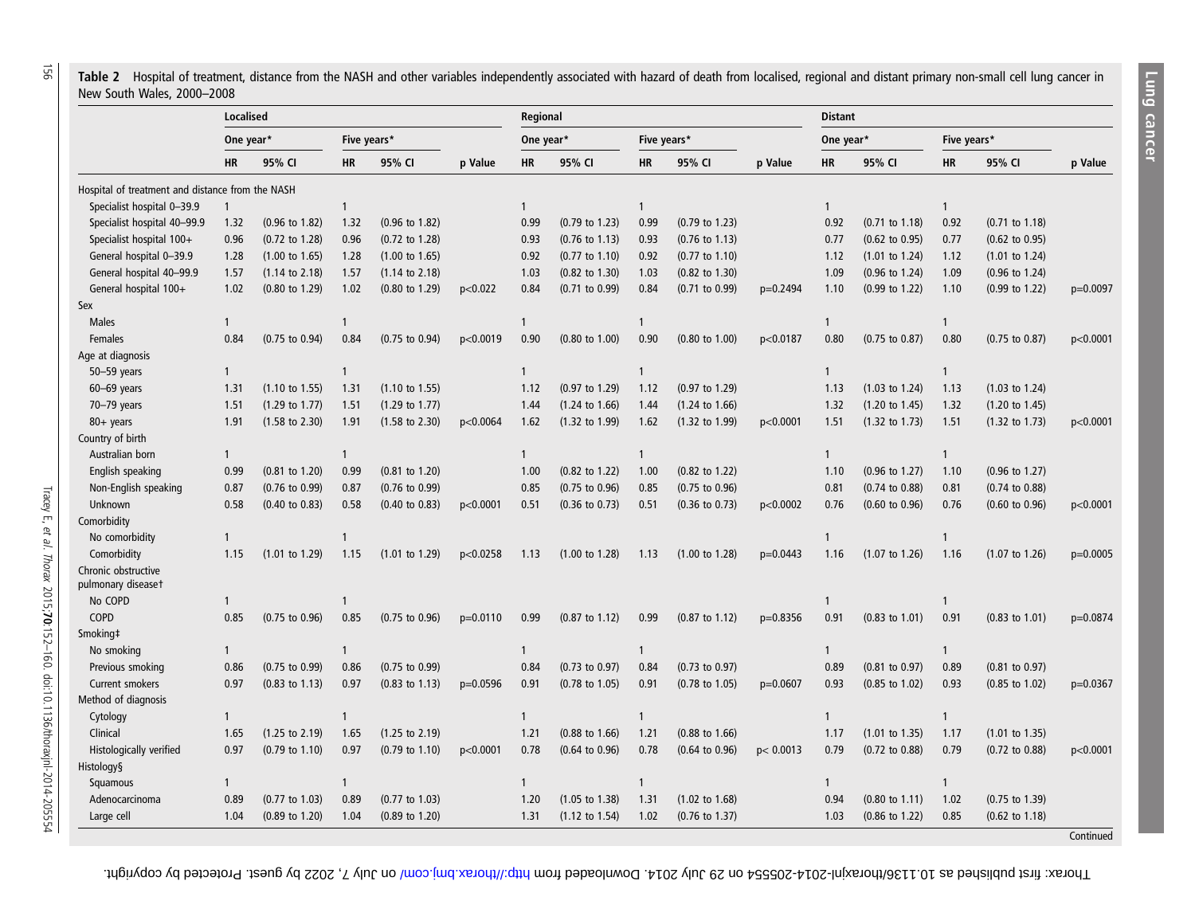**Table 2** Hospital of treatment, distance from the NASH and other variables independently associated with hazard of death from localised, regional and distant primary non-small cell lung cancer in New South Wales, 2000–2008

| | Localised | | | | | Regional | | | | | Distant | | | | |
|---|---|---|---|---|---|---|---|---|---|---|---|---|---|---|---|
| | One year* | | Five years* | | | One year* | | Five years* | | | One year* | | Five years* | | |
| | HR | 95% CI | HR | 95% CI | p Value | HR | 95% CI | HR | 95% CI | p Value | HR | 95% CI | HR | 95% CI | p Value |
| Hospital of treatment and distance from the NASH | | | | | | | | | | | | | | | |
| Specialist hospital 0–39.9 | 1 | | 1 | | | 1 | | 1 | | | 1 | | 1 | | |
| Specialist hospital 40–99.9 | 1.32 | (0.96 to 1.82) | 1.32 | (0.96 to 1.82) | | 0.99 | (0.79 to 1.23) | 0.99 | (0.79 to 1.23) | | 0.92 | (0.71 to 1.18) | 0.92 | (0.71 to 1.18) | |
| Specialist hospital 100+ | 0.96 | (0.72 to 1.28) | 0.96 | (0.72 to 1.28) | | 0.93 | (0.76 to 1.13) | 0.93 | (0.76 to 1.13) | | 0.77 | (0.62 to 0.95) | 0.77 | (0.62 to 0.95) | |
| General hospital 0–39.9 | 1.28 | (1.00 to 1.65) | 1.28 | (1.00 to 1.65) | | 0.92 | (0.77 to 1.10) | 0.92 | (0.77 to 1.10) | | 1.12 | (1.01 to 1.24) | 1.12 | (1.01 to 1.24) | |
| General hospital 40–99.9 | 1.57 | (1.14 to 2.18) | 1.57 | (1.14 to 2.18) | | 1.03 | (0.82 to 1.30) | 1.03 | (0.82 to 1.30) | | 1.09 | (0.96 to 1.24) | 1.09 | (0.96 to 1.24) | |
| General hospital 100+ | 1.02 | (0.80 to 1.29) | 1.02 | (0.80 to 1.29) | p<0.022 | 0.84 | (0.71 to 0.99) | 0.84 | (0.71 to 0.99) | p=0.2494 | 1.10 | (0.99 to 1.22) | 1.10 | (0.99 to 1.22) | p=0.0097 |
| Sex | | | | | | | | | | | | | | | |
| Males | 1 | | 1 | | | 1 | | 1 | | | 1 | | 1 | | |
| Females | 0.84 | (0.75 to 0.94) | 0.84 | (0.75 to 0.94) | p<0.0019 | 0.90 | (0.80 to 1.00) | 0.90 | (0.80 to 1.00) | p<0.0187 | 0.80 | (0.75 to 0.87) | 0.80 | (0.75 to 0.87) | p<0.0001 |
| Age at diagnosis | | | | | | | | | | | | | | | |
| 50–59 years | 1 | | 1 | | | 1 | | 1 | | | 1 | | 1 | | |
| 60–69 years | 1.31 | (1.10 to 1.55) | 1.31 | (1.10 to 1.55) | | 1.12 | (0.97 to 1.29) | 1.12 | (0.97 to 1.29) | | 1.13 | (1.03 to 1.24) | 1.13 | (1.03 to 1.24) | |
| 70–79 years | 1.51 | (1.29 to 1.77) | 1.51 | (1.29 to 1.77) | | 1.44 | (1.24 to 1.66) | 1.44 | (1.24 to 1.66) | | 1.32 | (1.20 to 1.45) | 1.32 | (1.20 to 1.45) | |
| 80+ years | 1.91 | (1.58 to 2.30) | 1.91 | (1.58 to 2.30) | p<0.0064 | 1.62 | (1.32 to 1.99) | 1.62 | (1.32 to 1.99) | p<0.0001 | 1.51 | (1.32 to 1.73) | 1.51 | (1.32 to 1.73) | p<0.0001 |
| Country of birth | | | | | | | | | | | | | | | |
| Australian born | 1 | | 1 | | | 1 | | 1 | | | 1 | | 1 | | |
| English speaking | 0.99 | (0.81 to 1.20) | 0.99 | (0.81 to 1.20) | | 1.00 | (0.82 to 1.22) | 1.00 | (0.82 to 1.22) | | 1.10 | (0.96 to 1.27) | 1.10 | (0.96 to 1.27) | |
| Non-English speaking | 0.87 | (0.76 to 0.99) | 0.87 | (0.76 to 0.99) | | 0.85 | (0.75 to 0.96) | 0.85 | (0.75 to 0.96) | | 0.81 | (0.74 to 0.88) | 0.81 | (0.74 to 0.88) | |
| Unknown | 0.58 | (0.40 to 0.83) | 0.58 | (0.40 to 0.83) | p<0.0001 | 0.51 | (0.36 to 0.73) | 0.51 | (0.36 to 0.73) | p<0.0002 | 0.76 | (0.60 to 0.96) | 0.76 | (0.60 to 0.96) | p<0.0001 |
| Comorbidity | | | | | | | | | | | | | | | |
| No comorbidity | 1 | | 1 | | | | | | | | 1 | | 1 | | |
| Comorbidity | 1.15 | (1.01 to 1.29) | 1.15 | (1.01 to 1.29) | p<0.0258 | 1.13 | (1.00 to 1.28) | 1.13 | (1.00 to 1.28) | p=0.0443 | 1.16 | (1.07 to 1.26) | 1.16 | (1.07 to 1.26) | p=0.0005 |
| Chronic obstructive pulmonary disease† | | | | | | | | | | | | | | | |
| No COPD | 1 | | 1 | | | | | | | | 1 | | 1 | | |
| COPD | 0.85 | (0.75 to 0.96) | 0.85 | (0.75 to 0.96) | p=0.0110 | 0.99 | (0.87 to 1.12) | 0.99 | (0.87 to 1.12) | p=0.8356 | 0.91 | (0.83 to 1.01) | 0.91 | (0.83 to 1.01) | p=0.0874 |
| Smoking‡ | | | | | | | | | | | | | | | |
| No smoking | 1 | | 1 | | | 1 | | 1 | | | 1 | | 1 | | |
| Previous smoking | 0.86 | (0.75 to 0.99) | 0.86 | (0.75 to 0.99) | | 0.84 | (0.73 to 0.97) | 0.84 | (0.73 to 0.97) | | 0.89 | (0.81 to 0.97) | 0.89 | (0.81 to 0.97) | |
| Current smokers | 0.97 | (0.83 to 1.13) | 0.97 | (0.83 to 1.13) | p=0.0596 | 0.91 | (0.78 to 1.05) | 0.91 | (0.78 to 1.05) | p=0.0607 | 0.93 | (0.85 to 1.02) | 0.93 | (0.85 to 1.02) | p=0.0367 |
| Method of diagnosis | | | | | | | | | | | | | | | |
| Cytology | 1 | | 1 | | | 1 | | 1 | | | 1 | | 1 | | |
| Clinical | 1.65 | (1.25 to 2.19) | 1.65 | (1.25 to 2.19) | | 1.21 | (0.88 to 1.66) | 1.21 | (0.88 to 1.66) | | 1.17 | (1.01 to 1.35) | 1.17 | (1.01 to 1.35) | |
| Histologically verified | 0.97 | (0.79 to 1.10) | 0.97 | (0.79 to 1.10) | p<0.0001 | 0.78 | (0.64 to 0.96) | 0.78 | (0.64 to 0.96) | p< 0.0013 | 0.79 | (0.72 to 0.88) | 0.79 | (0.72 to 0.88) | p<0.0001 |
| Histology§ | | | | | | | | | | | | | | | |
| Squamous | 1 | | 1 | | | 1 | | 1 | | | 1 | | 1 | | |
| Adenocarcinoma | 0.89 | (0.77 to 1.03) | 0.89 | (0.77 to 1.03) | | 1.20 | (1.05 to 1.38) | 1.31 | (1.02 to 1.68) | | 0.94 | (0.80 to 1.11) | 1.02 | (0.75 to 1.39) | |
| Large cell | 1.04 | (0.89 to 1.20) | 1.04 | (0.89 to 1.20) | | 1.31 | (1.12 to 1.54) | 1.02 | (0.76 to 1.37) | | 1.03 | (0.86 to 1.22) | 0.85 | (0.62 to 1.18) | |

Continued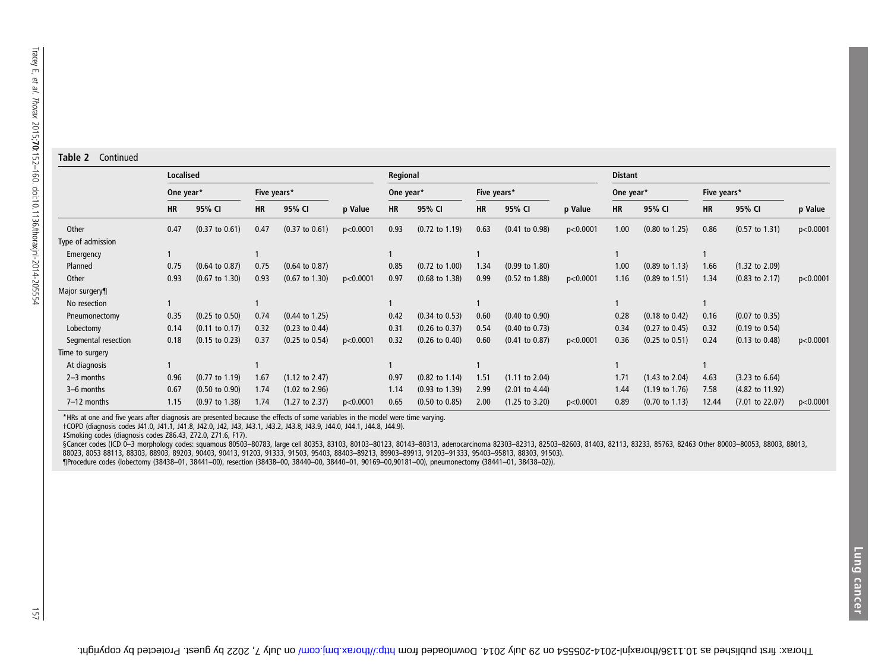**Table 2** Continued

| | Localised | | | | | Regional | | | | | Distant | | | | |
|---|---|---|---|---|---|---|---|---|---|---|---|---|---|---|---|
| | One year* | | Five years* | | | One year* | | Five years* | | | One year* | | Five years* | | |
| | HR | 95% CI | HR | 95% CI | p Value | HR | 95% CI | HR | 95% CI | p Value | HR | 95% CI | HR | 95% CI | p Value |
| Other | 0.47 | (0.37 to 0.61) | 0.47 | (0.37 to 0.61) | p<0.0001 | 0.93 | (0.72 to 1.19) | 0.63 | (0.41 to 0.98) | p<0.0001 | 1.00 | (0.80 to 1.25) | 0.86 | (0.57 to 1.31) | p<0.0001 |
| Type of admission | | | | | | | | | | | | | | | |
| Emergency | 1 | | 1 | | | 1 | | 1 | | | 1 | | 1 | | |
| Planned | 0.75 | (0.64 to 0.87) | 0.75 | (0.64 to 0.87) | | 0.85 | (0.72 to 1.00) | 1.34 | (0.99 to 1.80) | | 1.00 | (0.89 to 1.13) | 1.66 | (1.32 to 2.09) | |
| Other | 0.93 | (0.67 to 1.30) | 0.93 | (0.67 to 1.30) | p<0.0001 | 0.97 | (0.68 to 1.38) | 0.99 | (0.52 to 1.88) | p<0.0001 | 1.16 | (0.89 to 1.51) | 1.34 | (0.83 to 2.17) | p<0.0001 |
| Major surgery¶ | | | | | | | | | | | | | | | |
| No resection | 1 | | 1 | | | 1 | | 1 | | | 1 | | 1 | | |
| Pneumonectomy | 0.35 | (0.25 to 0.50) | 0.74 | (0.44 to 1.25) | | 0.42 | (0.34 to 0.53) | 0.60 | (0.40 to 0.90) | | 0.28 | (0.18 to 0.42) | 0.16 | (0.07 to 0.35) | |
| Lobectomy | 0.14 | (0.11 to 0.17) | 0.32 | (0.23 to 0.44) | | 0.31 | (0.26 to 0.37) | 0.54 | (0.40 to 0.73) | | 0.34 | (0.27 to 0.45) | 0.32 | (0.19 to 0.54) | |
| Segmental resection | 0.18 | (0.15 to 0.23) | 0.37 | (0.25 to 0.54) | p<0.0001 | 0.32 | (0.26 to 0.40) | 0.60 | (0.41 to 0.87) | p<0.0001 | 0.36 | (0.25 to 0.51) | 0.24 | (0.13 to 0.48) | p<0.0001 |
| Time to surgery | | | | | | | | | | | | | | | |
| At diagnosis | 1 | | 1 | | | 1 | | 1 | | | 1 | | 1 | | |
| 2–3 months | 0.96 | (0.77 to 1.19) | 1.67 | (1.12 to 2.47) | | 0.97 | (0.82 to 1.14) | 1.51 | (1.11 to 2.04) | | 1.71 | (1.43 to 2.04) | 4.63 | (3.23 to 6.64) | |
| 3–6 months | 0.67 | (0.50 to 0.90) | 1.74 | (1.02 to 2.96) | | 1.14 | (0.93 to 1.39) | 2.99 | (2.01 to 4.44) | | 1.44 | (1.19 to 1.76) | 7.58 | (4.82 to 11.92) | |
| 7–12 months | 1.15 | (0.97 to 1.38) | 1.74 | (1.27 to 2.37) | p<0.0001 | 0.65 | (0.50 to 0.85) | 2.00 | (1.25 to 3.20) | p<0.0001 | 0.89 | (0.70 to 1.13) | 12.44 | (7.01 to 22.07) | p<0.0001 |

*HRs at one and five years after diagnosis are presented because the effects of some variables in the model were time varying.
†COPD (diagnosis codes J41.0, J41.1, J41.8, J42.0, J42, J43, J43.1, J43.2, J43.8, J43.9, J44.0, J44.1, J44.8, J44.9).
‡Smoking codes (diagnosis codes Z86.43, Z72.0, Z71.6, F17).
§Cancer codes (ICD 0–3 morphology codes: squamous 80503–80783, large cell 80353, 83103, 80103–80123, 80143–80313, adenocarcinoma 82303–82313, 82503–82603, 81403, 82113, 83233, 85763, 82463 Other 80003–80053, 88003, 88013, 88023, 8053 88113, 88303, 88903, 89203, 90403, 90413, 91203, 91333, 91503, 95403, 88403–89213, 89903–89913, 91203–91333, 95403–95813, 88303, 91503).
¶Procedure codes (lobectomy (38438–01, 38441–00), resection (38438–00, 38440–00, 38440–01, 90169–00,90181–00), pneumonectomy (38441–01, 38438–02)).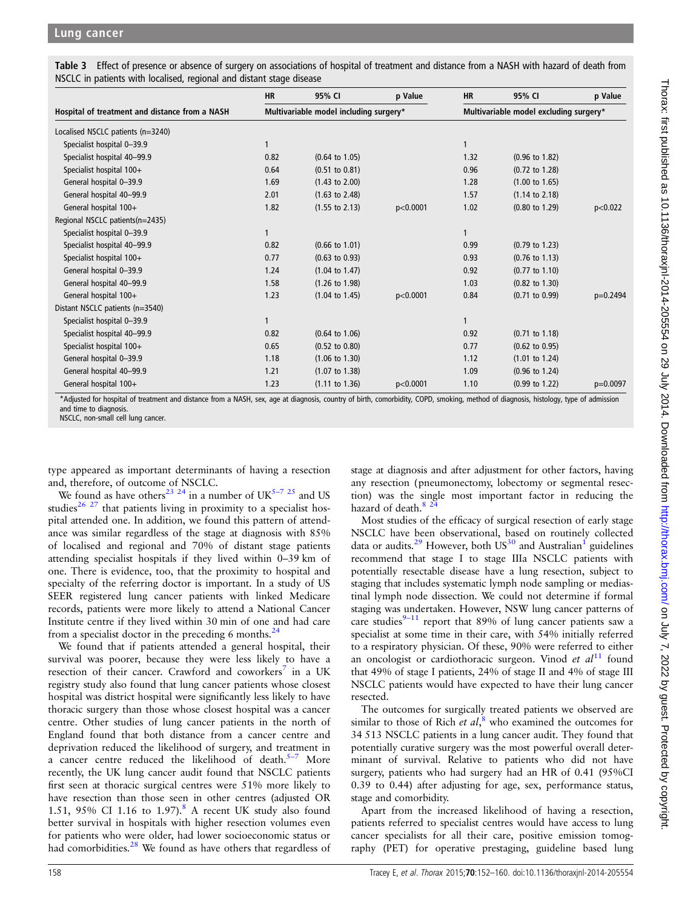**Table 3** Effect of presence or absence of surgery on associations of hospital of treatment and distance from a NASH with hazard of death from NSCLC in patients with localised, regional and distant stage disease

| Hospital of treatment and distance from a NASH | HR | 95% CI | p Value | HR | 95% CI | p Value |
|---|---|---|---|---|---|---|
| | Multivariable model including surgery* | | | Multivariable model excluding surgery* | | |
| Localised NSCLC patients (n=3240) | | | | | | |
| Specialist hospital 0–39.9 | 1 | | | 1 | | |
| Specialist hospital 40–99.9 | 0.82 | (0.64 to 1.05) | | 1.32 | (0.96 to 1.82) | |
| Specialist hospital 100+ | 0.64 | (0.51 to 0.81) | | 0.96 | (0.72 to 1.28) | |
| General hospital 0–39.9 | 1.69 | (1.43 to 2.00) | | 1.28 | (1.00 to 1.65) | |
| General hospital 40–99.9 | 2.01 | (1.63 to 2.48) | | 1.57 | (1.14 to 2.18) | |
| General hospital 100+ | 1.82 | (1.55 to 2.13) | p<0.0001 | 1.02 | (0.80 to 1.29) | p<0.022 |
| Regional NSCLC patients(n=2435) | | | | | | |
| Specialist hospital 0–39.9 | 1 | | | 1 | | |
| Specialist hospital 40–99.9 | 0.82 | (0.66 to 1.01) | | 0.99 | (0.79 to 1.23) | |
| Specialist hospital 100+ | 0.77 | (0.63 to 0.93) | | 0.93 | (0.76 to 1.13) | |
| General hospital 0–39.9 | 1.24 | (1.04 to 1.47) | | 0.92 | (0.77 to 1.10) | |
| General hospital 40–99.9 | 1.58 | (1.26 to 1.98) | | 1.03 | (0.82 to 1.30) | |
| General hospital 100+ | 1.23 | (1.04 to 1.45) | p<0.0001 | 0.84 | (0.71 to 0.99) | p=0.2494 |
| Distant NSCLC patients (n=3540) | | | | | | |
| Specialist hospital 0–39.9 | 1 | | | 1 | | |
| Specialist hospital 40–99.9 | 0.82 | (0.64 to 1.06) | | 0.92 | (0.71 to 1.18) | |
| Specialist hospital 100+ | 0.65 | (0.52 to 0.80) | | 0.77 | (0.62 to 0.95) | |
| General hospital 0–39.9 | 1.18 | (1.06 to 1.30) | | 1.12 | (1.01 to 1.24) | |
| General hospital 40–99.9 | 1.21 | (1.07 to 1.38) | | 1.09 | (0.96 to 1.24) | |
| General hospital 100+ | 1.23 | (1.11 to 1.36) | p<0.0001 | 1.10 | (0.99 to 1.22) | p=0.0097 |

*Adjusted for hospital of treatment and distance from a NASH, sex, age at diagnosis, country of birth, comorbidity, COPD, smoking, method of diagnosis, histology, type of admission and time to diagnosis.
NSCLC, non-small cell lung cancer.

type appeared as important determinants of having a resection and, therefore, of outcome of NSCLC.

We found as have others[23 24] in a number of UK[5–7 25] and US studies[26 27] that patients living in proximity to a specialist hospital attended one. In addition, we found this pattern of attendance was similar regardless of the stage at diagnosis with 85% of localised and regional and 70% of distant stage patients attending specialist hospitals if they lived within 0–39 km of one. There is evidence, too, that the proximity to hospital and specialty of the referring doctor is important. In a study of US SEER registered lung cancer patients with linked Medicare records, patients were more likely to attend a National Cancer Institute centre if they lived within 30 min of one and had care from a specialist doctor in the preceding 6 months.[24]

We found that if patients attended a general hospital, their survival was poorer, because they were less likely to have a resection of their cancer. Crawford and coworkers[7] in a UK registry study also found that lung cancer patients whose closest hospital was district hospital were significantly less likely to have thoracic surgery than those whose closest hospital was a cancer centre. Other studies of lung cancer patients in the north of England found that both distance from a cancer centre and deprivation reduced the likelihood of surgery, and treatment in a cancer centre reduced the likelihood of death.[5–7] More recently, the UK lung cancer audit found that NSCLC patients first seen at thoracic surgical centres were 51% more likely to have resection than those seen in other centres (adjusted OR 1.51, 95% CI 1.16 to 1.97).[8] A recent UK study also found better survival in hospitals with higher resection volumes even for patients who were older, had lower socioeconomic status or had comorbidities.[28] We found as have others that regardless of stage at diagnosis and after adjustment for other factors, having any resection (pneumonectomy, lobectomy or segmental resection) was the single most important factor in reducing the hazard of death.[8 24]

Most studies of the efficacy of surgical resection of early stage NSCLC have been observational, based on routinely collected data or audits.[29] However, both US[30] and Australian[1] guidelines recommend that stage I to stage IIIa NSCLC patients with potentially resectable disease have a lung resection, subject to staging that includes systematic lymph node sampling or mediastinal lymph node dissection. We could not determine if formal staging was undertaken. However, NSW lung cancer patterns of care studies[9–11] report that 89% of lung cancer patients saw a specialist at some time in their care, with 54% initially referred to a respiratory physician. Of these, 90% were referred to either an oncologist or cardiothoracic surgeon. Vinod *et al*[11] found that 49% of stage I patients, 24% of stage II and 4% of stage III NSCLC patients would have expected to have their lung cancer resected.

The outcomes for surgically treated patients we observed are similar to those of Rich *et al*,[8] who examined the outcomes for 34 513 NSCLC patients in a lung cancer audit. They found that potentially curative surgery was the most powerful overall determinant of survival. Relative to patients who did not have surgery, patients who had surgery had an HR of 0.41 (95%CI 0.39 to 0.44) after adjusting for age, sex, performance status, stage and comorbidity.

Apart from the increased likelihood of having a resection, patients referred to specialist centres would have access to lung cancer specialists for all their care, positive emission tomography (PET) for operative prestaging, guideline based lung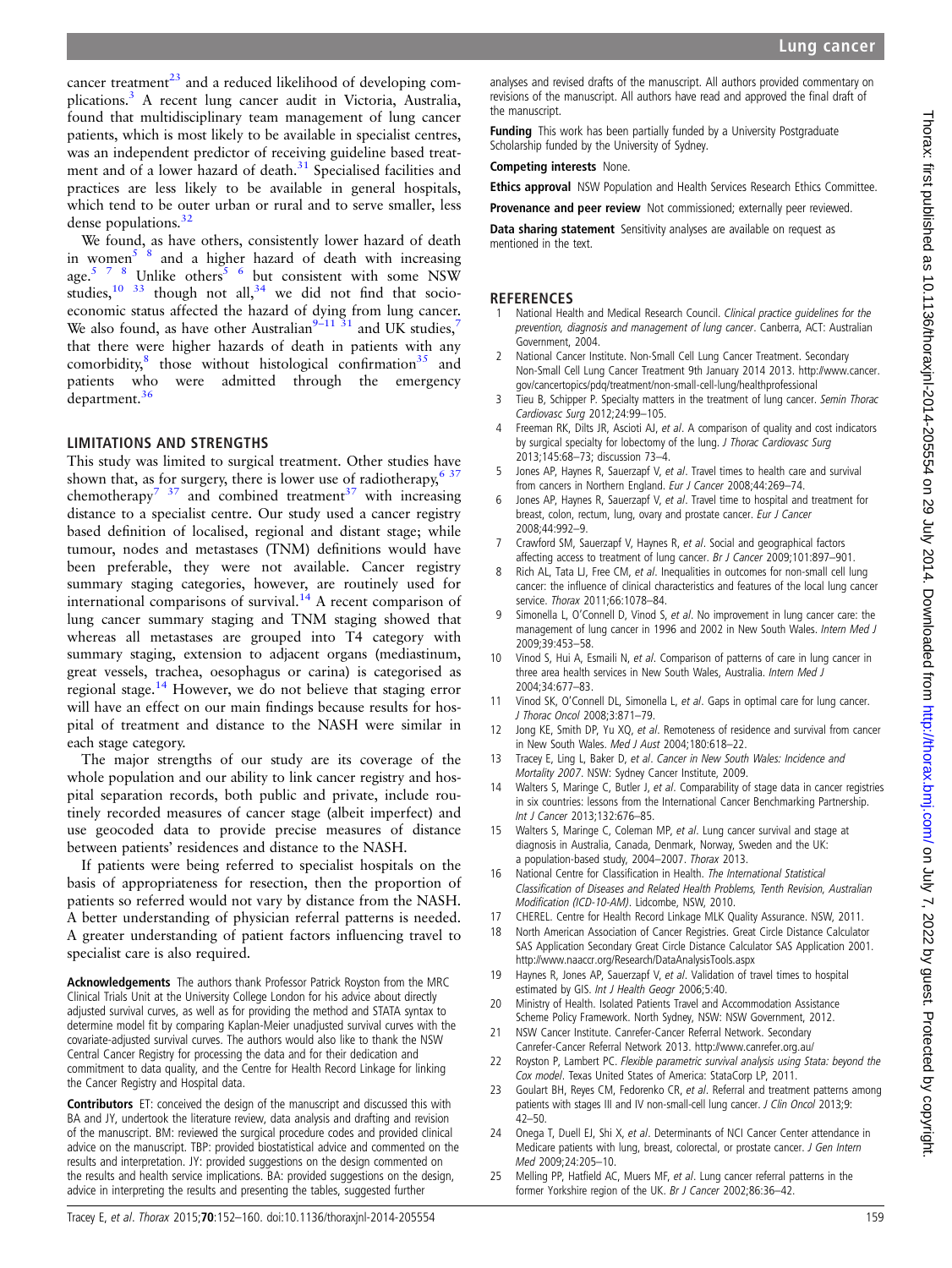cancer treatment[23] and a reduced likelihood of developing complications.[3] A recent lung cancer audit in Victoria, Australia, found that multidisciplinary team management of lung cancer patients, which is most likely to be available in specialist centres, was an independent predictor of receiving guideline based treatment and of a lower hazard of death.[31] Specialised facilities and practices are less likely to be available in general hospitals, which tend to be outer urban or rural and to serve smaller, less dense populations.[32]

We found, as have others, consistently lower hazard of death in women[5 8] and a higher hazard of death with increasing age.[5 7 8] Unlike others[5 6] but consistent with some NSW studies,[10 33] though not all,[34] we did not find that socioeconomic status affected the hazard of dying from lung cancer. We also found, as have other Australian[9–11 31] and UK studies,[7] that there were higher hazards of death in patients with any comorbidity,[8] those without histological confirmation[35] and patients who were admitted through the emergency department.[36]

## LIMITATIONS AND STRENGTHS

This study was limited to surgical treatment. Other studies have shown that, as for surgery, there is lower use of radiotherapy,[6 37] chemotherapy[7 37] and combined treatment[37] with increasing distance to a specialist centre. Our study used a cancer registry based definition of localised, regional and distant stage; while tumour, nodes and metastases (TNM) definitions would have been preferable, they were not available. Cancer registry summary staging categories, however, are routinely used for international comparisons of survival.[14] A recent comparison of lung cancer summary staging and TNM staging showed that whereas all metastases are grouped into T4 category with summary staging, extension to adjacent organs (mediastinum, great vessels, trachea, oesophagus or carina) is categorised as regional stage.[14] However, we do not believe that staging error will have an effect on our main findings because results for hospital of treatment and distance to the NASH were similar in each stage category.

The major strengths of our study are its coverage of the whole population and our ability to link cancer registry and hospital separation records, both public and private, include routinely recorded measures of cancer stage (albeit imperfect) and use geocoded data to provide precise measures of distance between patients' residences and distance to the NASH.

If patients were being referred to specialist hospitals on the basis of appropriateness for resection, then the proportion of patients so referred would not vary by distance from the NASH. A better understanding of physician referral patterns is needed. A greater understanding of patient factors influencing travel to specialist care is also required.

**Acknowledgements** The authors thank Professor Patrick Royston from the MRC Clinical Trials Unit at the University College London for his advice about directly adjusted survival curves, as well as for providing the method and STATA syntax to determine model fit by comparing Kaplan-Meier unadjusted survival curves with the covariate-adjusted survival curves. The authors would also like to thank the NSW Central Cancer Registry for processing the data and for their dedication and commitment to data quality, and the Centre for Health Record Linkage for linking the Cancer Registry and Hospital data.

**Contributors** ET: conceived the design of the manuscript and discussed this with BA and JY, undertook the literature review, data analysis and drafting and revision of the manuscript. BM: reviewed the surgical procedure codes and provided clinical advice on the manuscript. TBP: provided biostatistical advice and commented on the results and interpretation. JY: provided suggestions on the design commented on the results and health service implications. BA: provided suggestions on the design, advice in interpreting the results and presenting the tables, suggested further analyses and revised drafts of the manuscript. All authors provided commentary on revisions of the manuscript. All authors have read and approved the final draft of the manuscript.

**Funding** This work has been partially funded by a University Postgraduate Scholarship funded by the University of Sydney.

**Competing interests** None.

**Ethics approval** NSW Population and Health Services Research Ethics Committee.

**Provenance and peer review** Not commissioned; externally peer reviewed.

**Data sharing statement** Sensitivity analyses are available on request as mentioned in the text.

## REFERENCES

1. National Health and Medical Research Council. *Clinical practice guidelines for the prevention, diagnosis and management of lung cancer*. Canberra, ACT: Australian Government, 2004.
2. National Cancer Institute. Non-Small Cell Lung Cancer Treatment. Secondary Non-Small Cell Lung Cancer Treatment 9th January 2014 2013. http://www.cancer.gov/cancertopics/pdq/treatment/non-small-cell-lung/healthprofessional
3. Tieu B, Schipper P. Specialty matters in the treatment of lung cancer. *Semin Thorac Cardiovasc Surg* 2012;24:99–105.
4. Freeman RK, Dilts JR, Ascioti AJ, *et al*. A comparison of quality and cost indicators by surgical specialty for lobectomy of the lung. *J Thorac Cardiovasc Surg* 2013;145:68–73; discussion 73–4.
5. Jones AP, Haynes R, Sauerzapf V, *et al*. Travel times to health care and survival from cancers in Northern England. *Eur J Cancer* 2008;44:269–74.
6. Jones AP, Haynes R, Sauerzapf V, *et al*. Travel time to hospital and treatment for breast, colon, rectum, lung, ovary and prostate cancer. *Eur J Cancer* 2008;44:992–9.
7. Crawford SM, Sauerzapf V, Haynes R, *et al*. Social and geographical factors affecting access to treatment of lung cancer. *Br J Cancer* 2009;101:897–901.
8. Rich AL, Tata LJ, Free CM, *et al*. Inequalities in outcomes for non-small cell lung cancer: the influence of clinical characteristics and features of the local lung cancer service. *Thorax* 2011;66:1078–84.
9. Simonella L, O'Connell D, Vinod S, *et al*. No improvement in lung cancer care: the management of lung cancer in 1996 and 2002 in New South Wales. *Intern Med J* 2009;39:453–58.
10. Vinod S, Hui A, Esmaili N, *et al*. Comparison of patterns of care in lung cancer in three area health services in New South Wales, Australia. *Intern Med J* 2004;34:677–83.
11. Vinod SK, O'Connell DL, Simonella L, *et al*. Gaps in optimal care for lung cancer. *J Thorac Oncol* 2008;3:871–79.
12. Jong KE, Smith DP, Yu XQ, *et al*. Remoteness of residence and survival from cancer in New South Wales. *Med J Aust* 2004;180:618–22.
13. Tracey E, Ling L, Baker D, *et al*. *Cancer in New South Wales: Incidence and Mortality 2007*. NSW: Sydney Cancer Institute, 2009.
14. Walters S, Maringe C, Butler J, *et al*. Comparability of stage data in cancer registries in six countries: lessons from the International Cancer Benchmarking Partnership. *Int J Cancer* 2013;132:676–85.
15. Walters S, Maringe C, Coleman MP, *et al*. Lung cancer survival and stage at diagnosis in Australia, Canada, Denmark, Norway, Sweden and the UK: a population-based study, 2004–2007. *Thorax* 2013.
16. National Centre for Classification in Health. *The International Statistical Classification of Diseases and Related Health Problems, Tenth Revision, Australian Modification (ICD-10-AM)*. Lidcombe, NSW, 2010.
17. CHEREL. Centre for Health Record Linkage MLK Quality Assurance. NSW, 2011.
18. North American Association of Cancer Registries. Great Circle Distance Calculator SAS Application Secondary Great Circle Distance Calculator SAS Application 2001. http://www.naaccr.org/Research/DataAnalysisTools.aspx
19. Haynes R, Jones AP, Sauerzapf V, *et al*. Validation of travel times to hospital estimated by GIS. *Int J Health Geogr* 2006;5:40.
20. Ministry of Health. Isolated Patients Travel and Accommodation Assistance Scheme Policy Framework. North Sydney, NSW: NSW Government, 2012.
21. NSW Cancer Institute. Canrefer-Cancer Referral Network. Secondary Canrefer-Cancer Referral Network 2013. http://www.canrefer.org.au/
22. Royston P, Lambert PC. *Flexible parametric survival analysis using Stata: beyond the Cox model*. Texas United States of America: StataCorp LP, 2011.
23. Goulart BH, Reyes CM, Fedorenko CR, *et al*. Referral and treatment patterns among patients with stages III and IV non-small-cell lung cancer. *J Clin Oncol* 2013;9:42–50.
24. Onega T, Duell EJ, Shi X, *et al*. Determinants of NCI Cancer Center attendance in Medicare patients with lung, breast, colorectal, or prostate cancer. *J Gen Intern Med* 2009;24:205–10.
25. Melling PP, Hatfield AC, Muers MF, *et al*. Lung cancer referral patterns in the former Yorkshire region of the UK. *Br J Cancer* 2002;86:36–42.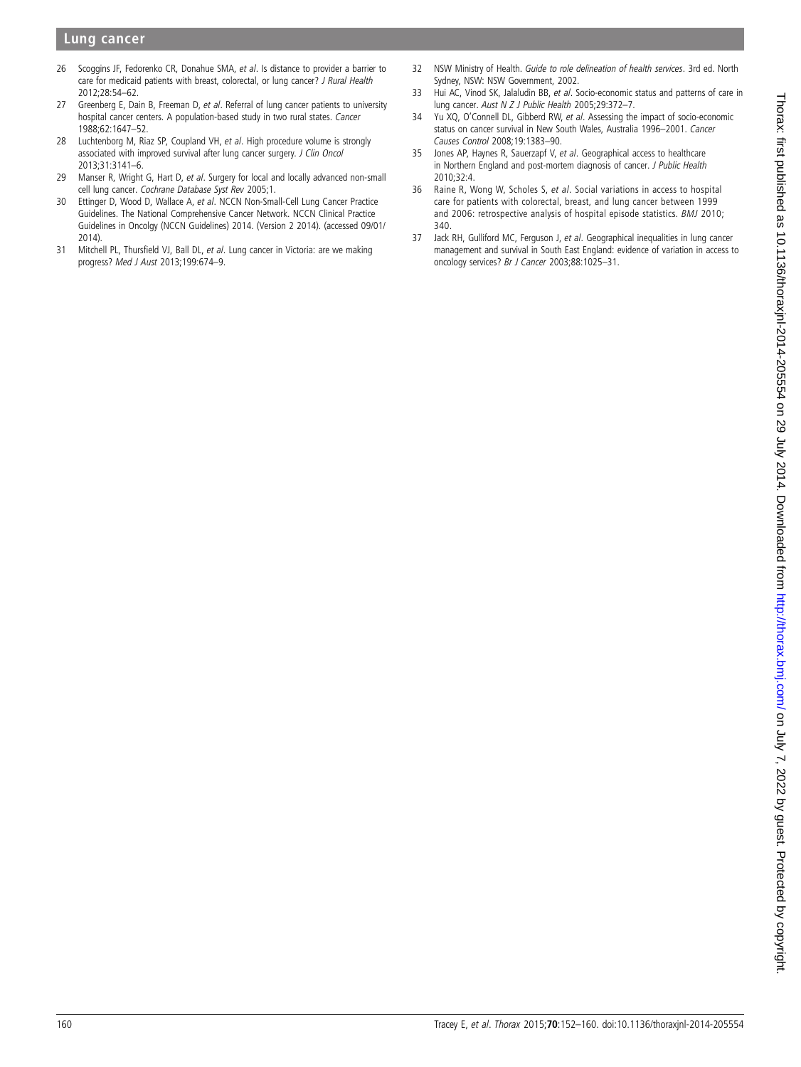26 Scoggins JF, Fedorenko CR, Donahue SMA, *et al*. Is distance to provider a barrier to care for medicaid patients with breast, colorectal, or lung cancer? *J Rural Health* 2012;28:54–62.

27 Greenberg E, Dain B, Freeman D, *et al*. Referral of lung cancer patients to university hospital cancer centers. A population-based study in two rural states. *Cancer* 1988;62:1647–52.

28 Luchtenborg M, Riaz SP, Coupland VH, *et al*. High procedure volume is strongly associated with improved survival after lung cancer surgery. *J Clin Oncol* 2013;31:3141–6.

29 Manser R, Wright G, Hart D, *et al*. Surgery for local and locally advanced non-small cell lung cancer. *Cochrane Database Syst Rev* 2005;1.

30 Ettinger D, Wood D, Wallace A, *et al*. NCCN Non-Small-Cell Lung Cancer Practice Guidelines. The National Comprehensive Cancer Network. NCCN Clinical Practice Guidelines in Oncolgy (NCCN Guidelines) 2014. (Version 2 2014). (accessed 09/01/2014).

31 Mitchell PL, Thursfield VJ, Ball DL, *et al*. Lung cancer in Victoria: are we making progress? *Med J Aust* 2013;199:674–9.

32 NSW Ministry of Health. *Guide to role delineation of health services*. 3rd ed. North Sydney, NSW: NSW Government, 2002.

33 Hui AC, Vinod SK, Jalaludin BB, *et al*. Socio-economic status and patterns of care in lung cancer. *Aust N Z J Public Health* 2005;29:372–7.

34 Yu XQ, O'Connell DL, Gibberd RW, *et al*. Assessing the impact of socio-economic status on cancer survival in New South Wales, Australia 1996–2001. *Cancer Causes Control* 2008;19:1383–90.

35 Jones AP, Haynes R, Sauerzapf V, *et al*. Geographical access to healthcare in Northern England and post-mortem diagnosis of cancer. *J Public Health* 2010;32:4.

36 Raine R, Wong W, Scholes S, *et al*. Social variations in access to hospital care for patients with colorectal, breast, and lung cancer between 1999 and 2006: retrospective analysis of hospital episode statistics. *BMJ* 2010; 340.

37 Jack RH, Gulliford MC, Ferguson J, *et al*. Geographical inequalities in lung cancer management and survival in South East England: evidence of variation in access to oncology services? *Br J Cancer* 2003;88:1025–31.